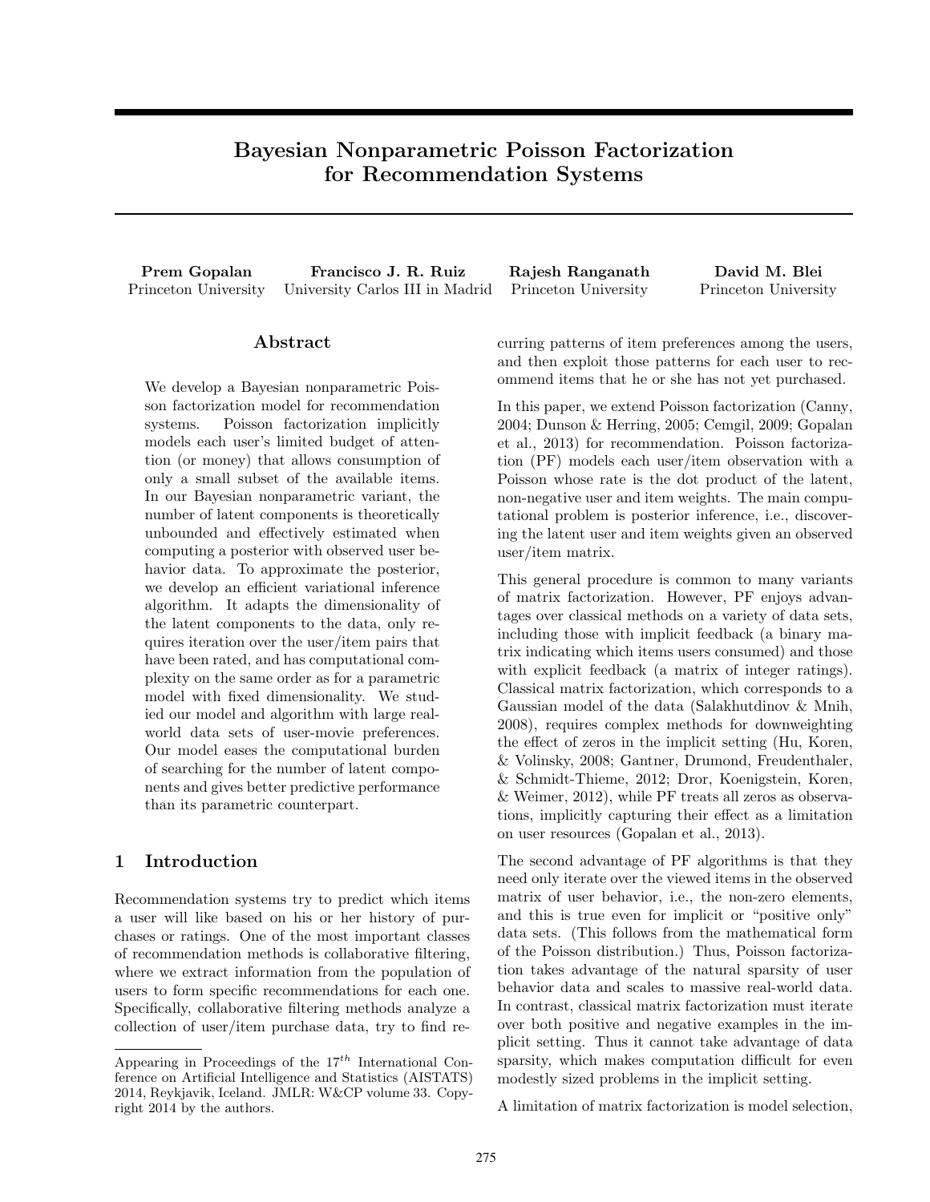# Bayesian Nonparametric Poisson Factorization for Recommendation Systems

**Prem Gopalan**
Princeton University

**Francisco J. R. Ruiz**
University Carlos III in Madrid

**Rajesh Ranganath**
Princeton University

**David M. Blei**
Princeton University

## Abstract

We develop a Bayesian nonparametric Poisson factorization model for recommendation systems. Poisson factorization implicitly models each user's limited budget of attention (or money) that allows consumption of only a small subset of the available items. In our Bayesian nonparametric variant, the number of latent components is theoretically unbounded and effectively estimated when computing a posterior with observed user behavior data. To approximate the posterior, we develop an efficient variational inference algorithm. It adapts the dimensionality of the latent components to the data, only requires iteration over the user/item pairs that have been rated, and has computational complexity on the same order as for a parametric model with fixed dimensionality. We studied our model and algorithm with large real-world data sets of user-movie preferences. Our model eases the computational burden of searching for the number of latent components and gives better predictive performance than its parametric counterpart.

## 1 Introduction

Recommendation systems try to predict which items a user will like based on his or her history of purchases or ratings. One of the most important classes of recommendation methods is collaborative filtering, where we extract information from the population of users to form specific recommendations for each one. Specifically, collaborative filtering methods analyze a collection of user/item purchase data, try to find recurring patterns of item preferences among the users, and then exploit those patterns for each user to recommend items that he or she has not yet purchased.

In this paper, we extend Poisson factorization (Canny, 2004; Dunson & Herring, 2005; Cemgil, 2009; Gopalan et al., 2013) for recommendation. Poisson factorization (PF) models each user/item observation with a Poisson whose rate is the dot product of the latent, non-negative user and item weights. The main computational problem is posterior inference, i.e., discovering the latent user and item weights given an observed user/item matrix.

This general procedure is common to many variants of matrix factorization. However, PF enjoys advantages over classical methods on a variety of data sets, including those with implicit feedback (a binary matrix indicating which items users consumed) and those with explicit feedback (a matrix of integer ratings). Classical matrix factorization, which corresponds to a Gaussian model of the data (Salakhutdinov & Mnih, 2008), requires complex methods for downweighting the effect of zeros in the implicit setting (Hu, Koren, & Volinsky, 2008; Gantner, Drumond, Freudenthaler, & Schmidt-Thieme, 2012; Dror, Koenigstein, Koren, & Weimer, 2012), while PF treats all zeros as observations, implicitly capturing their effect as a limitation on user resources (Gopalan et al., 2013).

The second advantage of PF algorithms is that they need only iterate over the viewed items in the observed matrix of user behavior, i.e., the non-zero elements, and this is true even for implicit or "positive only" data sets. (This follows from the mathematical form of the Poisson distribution.) Thus, Poisson factorization takes advantage of the natural sparsity of user behavior data and scales to massive real-world data. In contrast, classical matrix factorization must iterate over both positive and negative examples in the implicit setting. Thus it cannot take advantage of data sparsity, which makes computation difficult for even modestly sized problems in the implicit setting.

A limitation of matrix factorization is model selection,

---

Appearing in Proceedings of the $17^{th}$ International Conference on Artificial Intelligence and Statistics (AISTATS) 2014, Reykjavik, Iceland. JMLR: W&CP volume 33. Copyright 2014 by the authors.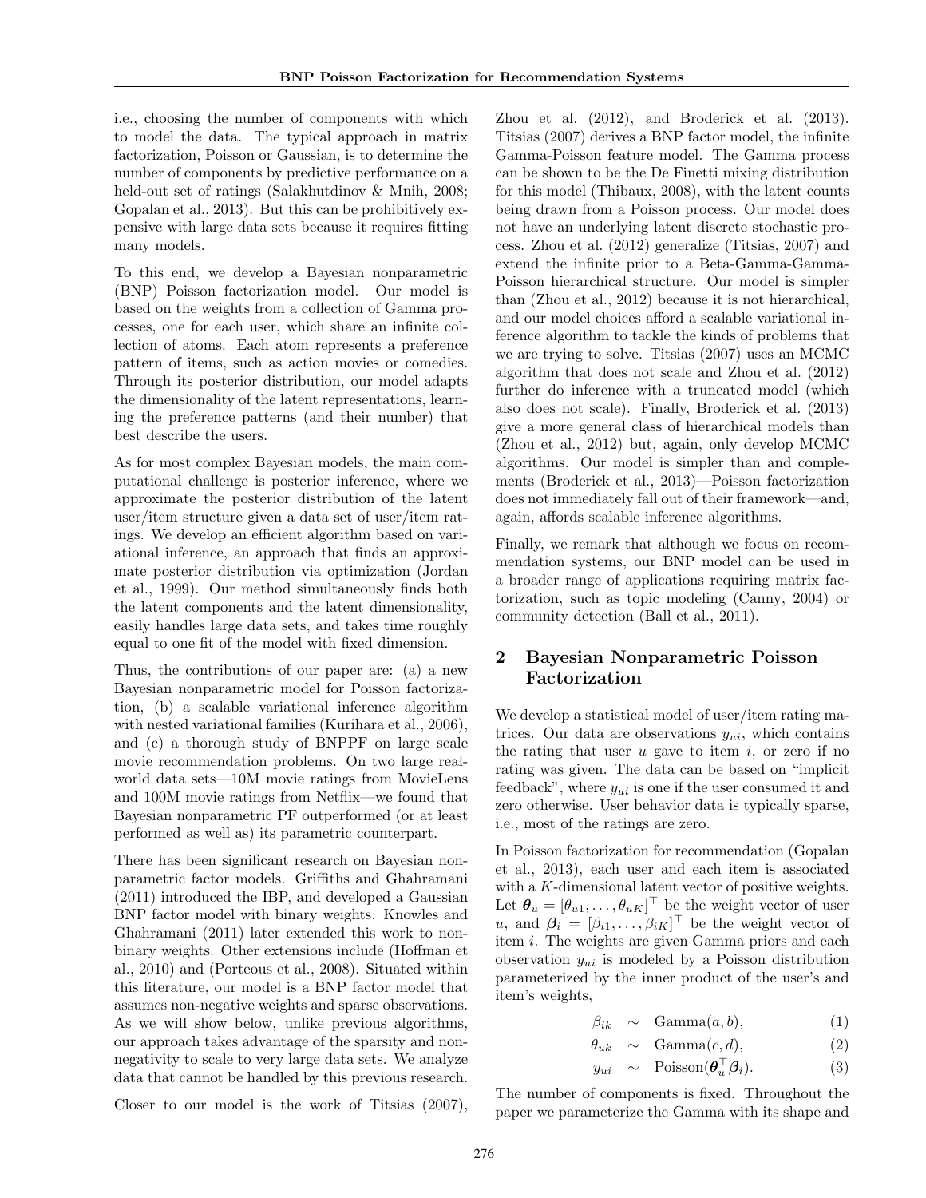i.e., choosing the number of components with which to model the data. The typical approach in matrix factorization, Poisson or Gaussian, is to determine the number of components by predictive performance on a held-out set of ratings (Salakhutdinov & Mnih, 2008; Gopalan et al., 2013). But this can be prohibitively expensive with large data sets because it requires fitting many models.

To this end, we develop a Bayesian nonparametric (BNP) Poisson factorization model. Our model is based on the weights from a collection of Gamma processes, one for each user, which share an infinite collection of atoms. Each atom represents a preference pattern of items, such as action movies or comedies. Through its posterior distribution, our model adapts the dimensionality of the latent representations, learning the preference patterns (and their number) that best describe the users.

As for most complex Bayesian models, the main computational challenge is posterior inference, where we approximate the posterior distribution of the latent user/item structure given a data set of user/item ratings. We develop an efficient algorithm based on variational inference, an approach that finds an approximate posterior distribution via optimization (Jordan et al., 1999). Our method simultaneously finds both the latent components and the latent dimensionality, easily handles large data sets, and takes time roughly equal to one fit of the model with fixed dimension.

Thus, the contributions of our paper are: (a) a new Bayesian nonparametric model for Poisson factorization, (b) a scalable variational inference algorithm with nested variational families (Kurihara et al., 2006), and (c) a thorough study of BNPPF on large scale movie recommendation problems. On two large real-world data sets—10M movie ratings from MovieLens and 100M movie ratings from Netflix—we found that Bayesian nonparametric PF outperformed (or at least performed as well as) its parametric counterpart.

There has been significant research on Bayesian nonparametric factor models. Griffiths and Ghahramani (2011) introduced the IBP, and developed a Gaussian BNP factor model with binary weights. Knowles and Ghahramani (2011) later extended this work to non-binary weights. Other extensions include (Hoffman et al., 2010) and (Porteous et al., 2008). Situated within this literature, our model is a BNP factor model that assumes non-negative weights and sparse observations. As we will show below, unlike previous algorithms, our approach takes advantage of the sparsity and non-negativity to scale to very large data sets. We analyze data that cannot be handled by this previous research.

Closer to our model is the work of Titsias (2007), Zhou et al. (2012), and Broderick et al. (2013). Titsias (2007) derives a BNP factor model, the infinite Gamma-Poisson feature model. The Gamma process can be shown to be the De Finetti mixing distribution for this model (Thibaux, 2008), with the latent counts being drawn from a Poisson process. Our model does not have an underlying latent discrete stochastic process. Zhou et al. (2012) generalize (Titsias, 2007) and extend the infinite prior to a Beta-Gamma-Gamma-Poisson hierarchical structure. Our model is simpler than (Zhou et al., 2012) because it is not hierarchical, and our model choices afford a scalable variational inference algorithm to tackle the kinds of problems that we are trying to solve. Titsias (2007) uses an MCMC algorithm that does not scale and Zhou et al. (2012) further do inference with a truncated model (which also does not scale). Finally, Broderick et al. (2013) give a more general class of hierarchical models than (Zhou et al., 2012) but, again, only develop MCMC algorithms. Our model is simpler than and complements (Broderick et al., 2013)—Poisson factorization does not immediately fall out of their framework—and, again, affords scalable inference algorithms.

Finally, we remark that although we focus on recommendation systems, our BNP model can be used in a broader range of applications requiring matrix factorization, such as topic modeling (Canny, 2004) or community detection (Ball et al., 2011).

## 2 Bayesian Nonparametric Poisson Factorization

We develop a statistical model of user/item rating matrices. Our data are observations $y_{ui}$, which contains the rating that user $u$ gave to item $i$, or zero if no rating was given. The data can be based on "implicit feedback", where $y_{ui}$ is one if the user consumed it and zero otherwise. User behavior data is typically sparse, i.e., most of the ratings are zero.

In Poisson factorization for recommendation (Gopalan et al., 2013), each user and each item is associated with a $K$-dimensional latent vector of positive weights. Let $\boldsymbol{\theta}_u = [\theta_{u1}, \ldots, \theta_{uK}]^\top$ be the weight vector of user $u$, and $\boldsymbol{\beta}_i = [\beta_{i1}, \ldots, \beta_{iK}]^\top$ be the weight vector of item $i$. The weights are given Gamma priors and each observation $y_{ui}$ is modeled by a Poisson distribution parameterized by the inner product of the user's and item's weights,

$$\beta_{ik} \sim \text{Gamma}(a, b), \tag{1}$$

$$\theta_{uk} \sim \text{Gamma}(c, d), \tag{2}$$

$$y_{ui} \sim \text{Poisson}(\boldsymbol{\theta}_u^\top \boldsymbol{\beta}_i). \tag{3}$$

The number of components is fixed. Throughout the paper we parameterize the Gamma with its shape and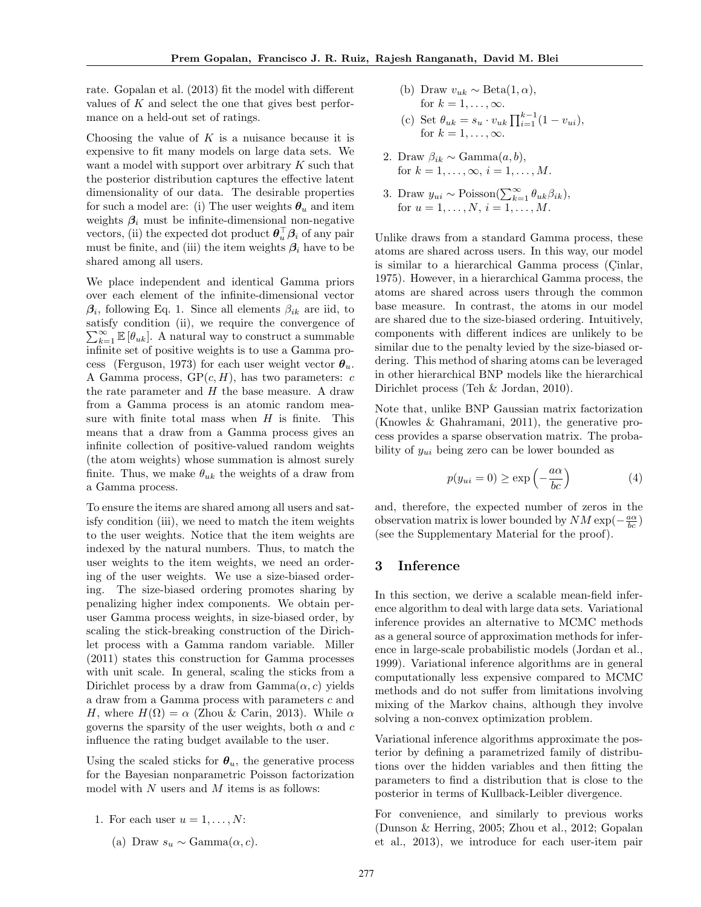rate. Gopalan et al. (2013) fit the model with different values of $K$ and select the one that gives best performance on a held-out set of ratings.

Choosing the value of $K$ is a nuisance because it is expensive to fit many models on large data sets. We want a model with support over arbitrary $K$ such that the posterior distribution captures the effective latent dimensionality of our data. The desirable properties for such a model are: (i) The user weights $\boldsymbol{\theta}_u$ and item weights $\boldsymbol{\beta}_i$ must be infinite-dimensional non-negative vectors, (ii) the expected dot product $\boldsymbol{\theta}_u^\top \boldsymbol{\beta}_i$ of any pair must be finite, and (iii) the item weights $\boldsymbol{\beta}_i$ have to be shared among all users.

We place independent and identical Gamma priors over each element of the infinite-dimensional vector $\boldsymbol{\beta}_i$, following Eq. 1. Since all elements $\beta_{ik}$ are iid, to satisfy condition (ii), we require the convergence of $\sum_{k=1}^{\infty} \mathbb{E}[\theta_{uk}]$. A natural way to construct a summable infinite set of positive weights is to use a Gamma process (Ferguson, 1973) for each user weight vector $\boldsymbol{\theta}_u$. A Gamma process, $\text{GP}(c, H)$, has two parameters: $c$ the rate parameter and $H$ the base measure. A draw from a Gamma process is an atomic random measure with finite total mass when $H$ is finite. This means that a draw from a Gamma process gives an infinite collection of positive-valued random weights (the atom weights) whose summation is almost surely finite. Thus, we make $\theta_{uk}$ the weights of a draw from a Gamma process.

To ensure the items are shared among all users and satisfy condition (iii), we need to match the item weights to the user weights. Notice that the item weights are indexed by the natural numbers. Thus, to match the user weights to the item weights, we need an ordering of the user weights. We use a size-biased ordering. The size-biased ordering promotes sharing by penalizing higher index components. We obtain per-user Gamma process weights, in size-biased order, by scaling the stick-breaking construction of the Dirichlet process with a Gamma random variable. Miller (2011) states this construction for Gamma processes with unit scale. In general, scaling the sticks from a Dirichlet process by a draw from $\text{Gamma}(\alpha, c)$ yields a draw from a Gamma process with parameters $c$ and $H$, where $H(\Omega) = \alpha$ (Zhou & Carin, 2013). While $\alpha$ governs the sparsity of the user weights, both $\alpha$ and $c$ influence the rating budget available to the user.

Using the scaled sticks for $\boldsymbol{\theta}_u$, the generative process for the Bayesian nonparametric Poisson factorization model with $N$ users and $M$ items is as follows:

1. For each user $u = 1, \ldots, N$:
   (a) Draw $s_u \sim \text{Gamma}(\alpha, c)$.
   (b) Draw $v_{uk} \sim \text{Beta}(1, \alpha)$, for $k = 1, \ldots, \infty$.
   (c) Set $\theta_{uk} = s_u \cdot v_{uk} \prod_{i=1}^{k-1}(1 - v_{ui})$, for $k = 1, \ldots, \infty$.
2. Draw $\beta_{ik} \sim \text{Gamma}(a, b)$, for $k = 1, \ldots, \infty$, $i = 1, \ldots, M$.
3. Draw $y_{ui} \sim \text{Poisson}(\sum_{k=1}^{\infty} \theta_{uk}\beta_{ik})$, for $u = 1, \ldots, N$, $i = 1, \ldots, M$.

Unlike draws from a standard Gamma process, these atoms are shared across users. In this way, our model is similar to a hierarchical Gamma process (Çinlar, 1975). However, in a hierarchical Gamma process, the atoms are shared across users through the common base measure. In contrast, the atoms in our model are shared due to the size-biased ordering. Intuitively, components with different indices are unlikely to be similar due to the penalty levied by the size-biased ordering. This method of sharing atoms can be leveraged in other hierarchical BNP models like the hierarchical Dirichlet process (Teh & Jordan, 2010).

Note that, unlike BNP Gaussian matrix factorization (Knowles & Ghahramani, 2011), the generative process provides a sparse observation matrix. The probability of $y_{ui}$ being zero can be lower bounded as

$$p(y_{ui} = 0) \geq \exp\left(-\frac{a\alpha}{bc}\right) \tag{4}$$

and, therefore, the expected number of zeros in the observation matrix is lower bounded by $NM\exp(-\frac{a\alpha}{bc})$ (see the Supplementary Material for the proof).

## 3 Inference

In this section, we derive a scalable mean-field inference algorithm to deal with large data sets. Variational inference provides an alternative to MCMC methods as a general source of approximation methods for inference in large-scale probabilistic models (Jordan et al., 1999). Variational inference algorithms are in general computationally less expensive compared to MCMC methods and do not suffer from limitations involving mixing of the Markov chains, although they involve solving a non-convex optimization problem.

Variational inference algorithms approximate the posterior by defining a parametrized family of distributions over the hidden variables and then fitting the parameters to find a distribution that is close to the posterior in terms of Kullback-Leibler divergence.

For convenience, and similarly to previous works (Dunson & Herring, 2005; Zhou et al., 2012; Gopalan et al., 2013), we introduce for each user-item pair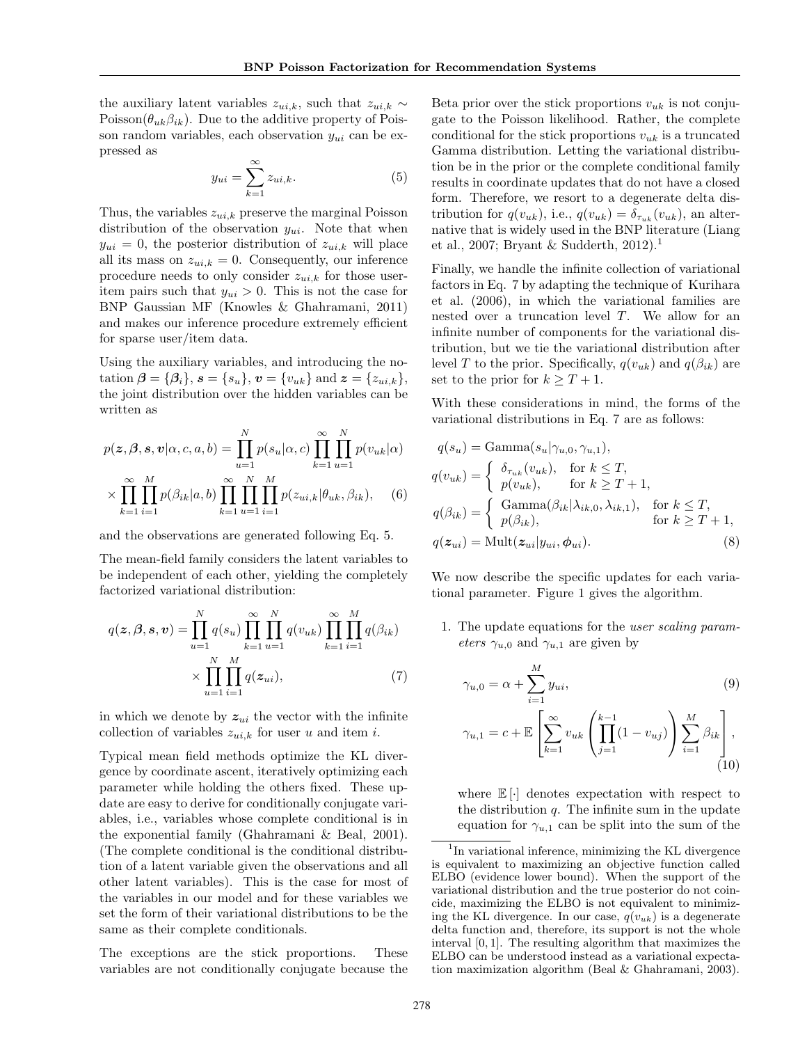the auxiliary latent variables $z_{ui,k}$, such that $z_{ui,k} \sim \text{Poisson}(\theta_{uk}\beta_{ik})$. Due to the additive property of Poisson random variables, each observation $y_{ui}$ can be expressed as

$$y_{ui} = \sum_{k=1}^{\infty} z_{ui,k}. \tag{5}$$

Thus, the variables $z_{ui,k}$ preserve the marginal Poisson distribution of the observation $y_{ui}$. Note that when $y_{ui} = 0$, the posterior distribution of $z_{ui,k}$ will place all its mass on $z_{ui,k} = 0$. Consequently, our inference procedure needs to only consider $z_{ui,k}$ for those user-item pairs such that $y_{ui} > 0$. This is not the case for BNP Gaussian MF (Knowles & Ghahramani, 2011) and makes our inference procedure extremely efficient for sparse user/item data.

Using the auxiliary variables, and introducing the notation $\boldsymbol{\beta} = \{\boldsymbol{\beta}_i\}$, $\boldsymbol{s} = \{s_u\}$, $\boldsymbol{v} = \{v_{uk}\}$ and $\boldsymbol{z} = \{z_{ui,k}\}$, the joint distribution over the hidden variables can be written as

$$\begin{aligned} p(\boldsymbol{z}, \boldsymbol{\beta}, \boldsymbol{s}, \boldsymbol{v} | \alpha, c, a, b) &= \prod_{u=1}^{N} p(s_u|\alpha, c) \prod_{k=1}^{\infty} \prod_{u=1}^{N} p(v_{uk}|\alpha) \\ &\times \prod_{k=1}^{\infty} \prod_{i=1}^{M} p(\beta_{ik}|a, b) \prod_{k=1}^{\infty} \prod_{u=1}^{N} \prod_{i=1}^{M} p(z_{ui,k}|\theta_{uk}, \beta_{ik}), \end{aligned} \tag{6}$$

and the observations are generated following Eq. 5.

The mean-field family considers the latent variables to be independent of each other, yielding the completely factorized variational distribution:

$$\begin{aligned} q(\boldsymbol{z}, \boldsymbol{\beta}, \boldsymbol{s}, \boldsymbol{v}) = \prod_{u=1}^{N} q(s_u) \prod_{k=1}^{\infty} \prod_{u=1}^{N} q(v_{uk}) \prod_{k=1}^{\infty} \prod_{i=1}^{M} q(\beta_{ik}) \\ \times \prod_{u=1}^{N} \prod_{i=1}^{M} q(\boldsymbol{z}_{ui}), \end{aligned} \tag{7}$$

in which we denote by $\boldsymbol{z}_{ui}$ the vector with the infinite collection of variables $z_{ui,k}$ for user $u$ and item $i$.

Typical mean field methods optimize the KL divergence by coordinate ascent, iteratively optimizing each parameter while holding the others fixed. These update are easy to derive for conditionally conjugate variables, i.e., variables whose complete conditional is in the exponential family (Ghahramani & Beal, 2001). (The complete conditional is the conditional distribution of a latent variable given the observations and all other latent variables). This is the case for most of the variables in our model and for these variables we set the form of their variational distributions to be the same as their complete conditionals.

The exceptions are the stick proportions. These variables are not conditionally conjugate because the Beta prior over the stick proportions $v_{uk}$ is not conjugate to the Poisson likelihood. Rather, the complete conditional for the stick proportions $v_{uk}$ is a truncated Gamma distribution. Letting the variational distribution be in the prior or the complete conditional family results in coordinate updates that do not have a closed form. Therefore, we resort to a degenerate delta distribution for $q(v_{uk})$, i.e., $q(v_{uk}) = \delta_{\tau_{uk}}(v_{uk})$, an alternative that is widely used in the BNP literature (Liang et al., 2007; Bryant & Sudderth, 2012).[1]

Finally, we handle the infinite collection of variational factors in Eq. 7 by adapting the technique of Kurihara et al. (2006), in which the variational families are nested over a truncation level $T$. We allow for an infinite number of components for the variational distribution, but we tie the variational distribution after level $T$ to the prior. Specifically, $q(v_{uk})$ and $q(\beta_{ik})$ are set to the prior for $k \geq T + 1$.

With these considerations in mind, the forms of the variational distributions in Eq. 7 are as follows:

$$\begin{aligned} q(s_u) &= \text{Gamma}(s_u|\gamma_{u,0}, \gamma_{u,1}), \\ q(v_{uk}) &= \begin{cases} \delta_{\tau_{uk}}(v_{uk}), & \text{for } k \leq T, \\ p(v_{uk}), & \text{for } k \geq T+1, \end{cases} \\ q(\beta_{ik}) &= \begin{cases} \text{Gamma}(\beta_{ik}|\lambda_{ik,0}, \lambda_{ik,1}), & \text{for } k \leq T, \\ p(\beta_{ik}), & \text{for } k \geq T+1, \end{cases} \\ q(\boldsymbol{z}_{ui}) &= \text{Mult}(\boldsymbol{z}_{ui}|y_{ui}, \boldsymbol{\phi}_{ui}). \end{aligned} \tag{8}$$

We now describe the specific updates for each variational parameter. Figure 1 gives the algorithm.

1. The update equations for the *user scaling parameters* $\gamma_{u,0}$ and $\gamma_{u,1}$ are given by

$$\gamma_{u,0} = \alpha + \sum_{i=1}^{M} y_{ui}, \tag{9}$$

$$\gamma_{u,1} = c + \mathbb{E}\left[\sum_{k=1}^{\infty} v_{uk} \left(\prod_{j=1}^{k-1}(1 - v_{uj})\right) \sum_{i=1}^{M} \beta_{ik}\right], \tag{10}$$

   where $\mathbb{E}[\cdot]$ denotes expectation with respect to the distribution $q$. The infinite sum in the update equation for $\gamma_{u,1}$ can be split into the sum of the

[1] In variational inference, minimizing the KL divergence is equivalent to maximizing an objective function called ELBO (evidence lower bound). When the support of the variational distribution and the true posterior do not coincide, maximizing the ELBO is not equivalent to minimizing the KL divergence. In our case, $q(v_{uk})$ is a degenerate delta function and, therefore, its support is not the whole interval $[0, 1]$. The resulting algorithm that maximizes the ELBO can be understood instead as a variational expectation maximization algorithm (Beal & Ghahramani, 2003).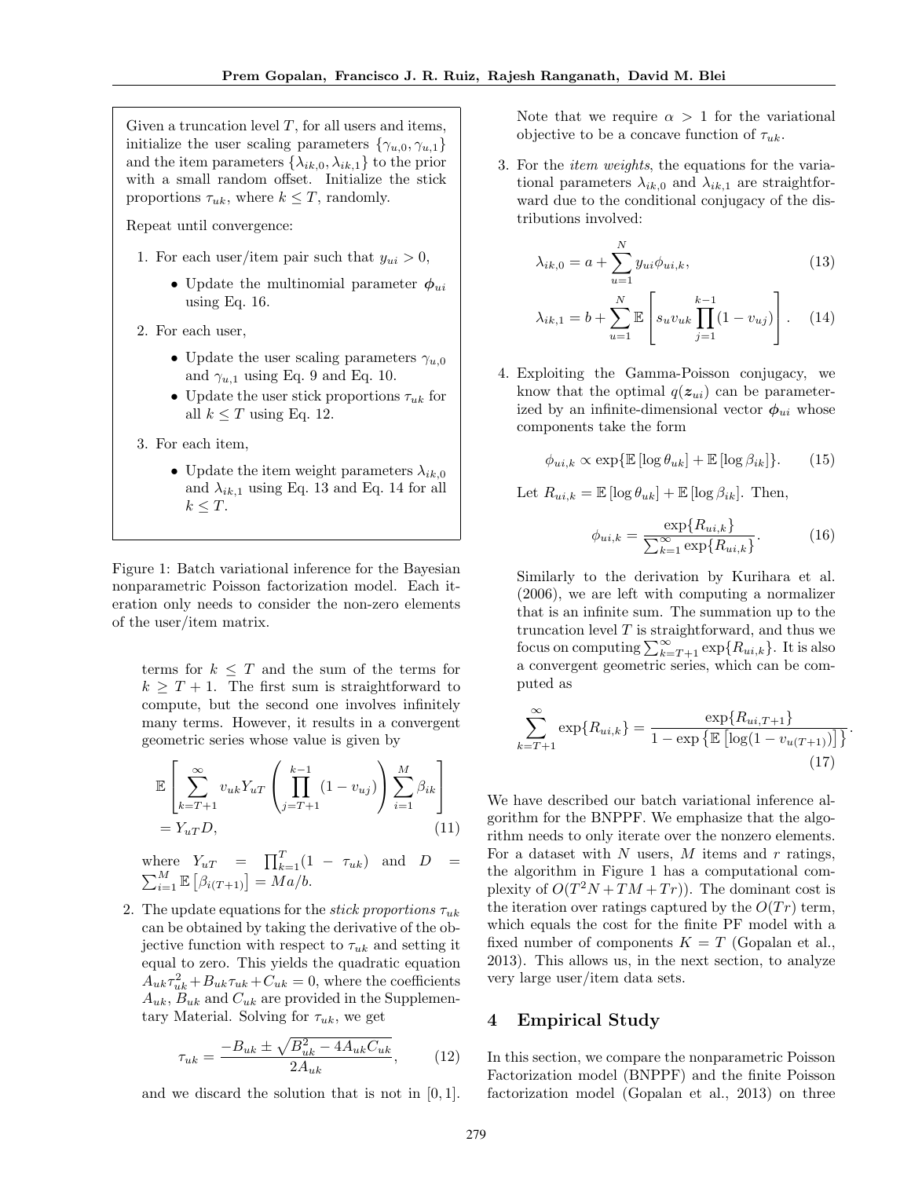Given a truncation level $T$, for all users and items, initialize the user scaling parameters $\{\gamma_{u,0}, \gamma_{u,1}\}$ and the item parameters $\{\lambda_{ik,0}, \lambda_{ik,1}\}$ to the prior with a small random offset. Initialize the stick proportions $\tau_{uk}$, where $k \leq T$, randomly.

Repeat until convergence:

1. For each user/item pair such that $y_{ui} > 0$,
   - Update the multinomial parameter $\boldsymbol{\phi}_{ui}$ using Eq. 16.
2. For each user,
   - Update the user scaling parameters $\gamma_{u,0}$ and $\gamma_{u,1}$ using Eq. 9 and Eq. 10.
   - Update the user stick proportions $\tau_{uk}$ for all $k \leq T$ using Eq. 12.
3. For each item,
   - Update the item weight parameters $\lambda_{ik,0}$ and $\lambda_{ik,1}$ using Eq. 13 and Eq. 14 for all $k \leq T$.

Figure 1: Batch variational inference for the Bayesian nonparametric Poisson factorization model. Each iteration only needs to consider the non-zero elements of the user/item matrix.

terms for $k \leq T$ and the sum of the terms for $k \geq T+1$. The first sum is straightforward to compute, but the second one involves infinitely many terms. However, it results in a convergent geometric series whose value is given by

$$\mathbb{E}\left[\sum_{k=T+1}^{\infty} v_{uk} Y_{uT} \left(\prod_{j=T+1}^{k-1}(1-v_{uj})\right) \sum_{i=1}^{M} \beta_{ik}\right] = Y_{uT} D, \tag{11}$$

where $Y_{uT} = \prod_{k=1}^{T}(1-\tau_{uk})$ and $D = \sum_{i=1}^{M} \mathbb{E}\left[\beta_{i(T+1)}\right] = Ma/b$.

2. The update equations for the *stick proportions* $\tau_{uk}$ can be obtained by taking the derivative of the objective function with respect to $\tau_{uk}$ and setting it equal to zero. This yields the quadratic equation $A_{uk}\tau_{uk}^2 + B_{uk}\tau_{uk} + C_{uk} = 0$, where the coefficients $A_{uk}$, $B_{uk}$ and $C_{uk}$ are provided in the Supplementary Material. Solving for $\tau_{uk}$, we get

$$\tau_{uk} = \frac{-B_{uk} \pm \sqrt{B_{uk}^2 - 4A_{uk}C_{uk}}}{2A_{uk}}, \tag{12}$$

and we discard the solution that is not in $[0, 1]$.

Note that we require $\alpha > 1$ for the variational objective to be a concave function of $\tau_{uk}$.

3. For the *item weights*, the equations for the variational parameters $\lambda_{ik,0}$ and $\lambda_{ik,1}$ are straightforward due to the conditional conjugacy of the distributions involved:

$$\lambda_{ik,0} = a + \sum_{u=1}^{N} y_{ui}\phi_{ui,k}, \tag{13}$$

$$\lambda_{ik,1} = b + \sum_{u=1}^{N} \mathbb{E}\left[s_u v_{uk} \prod_{j=1}^{k-1}(1-v_{uj})\right]. \tag{14}$$

4. Exploiting the Gamma-Poisson conjugacy, we know that the optimal $q(\boldsymbol{z}_{ui})$ can be parameterized by an infinite-dimensional vector $\boldsymbol{\phi}_{ui}$ whose components take the form

$$\phi_{ui,k} \propto \exp\{\mathbb{E}\left[\log\theta_{uk}\right] + \mathbb{E}\left[\log\beta_{ik}\right]\}. \tag{15}$$

Let $R_{ui,k} = \mathbb{E}\left[\log\theta_{uk}\right] + \mathbb{E}\left[\log\beta_{ik}\right]$. Then,

$$\phi_{ui,k} = \frac{\exp\{R_{ui,k}\}}{\sum_{k=1}^{\infty}\exp\{R_{ui,k}\}}. \tag{16}$$

Similarly to the derivation by Kurihara et al. (2006), we are left with computing a normalizer that is an infinite sum. The summation up to the truncation level $T$ is straightforward, and thus we focus on computing $\sum_{k=T+1}^{\infty}\exp\{R_{ui,k}\}$. It is also a convergent geometric series, which can be computed as

$$\sum_{k=T+1}^{\infty}\exp\{R_{ui,k}\} = \frac{\exp\{R_{ui,T+1}\}}{1-\exp\left\{\mathbb{E}\left[\log(1-v_{u(T+1)})\right]\right\}}. \tag{17}$$

We have described our batch variational inference algorithm for the BNPPF. We emphasize that the algorithm needs to only iterate over the nonzero elements. For a dataset with $N$ users, $M$ items and $r$ ratings, the algorithm in Figure 1 has a computational complexity of $O(T^2N + TM + Tr))$. The dominant cost is the iteration over ratings captured by the $O(Tr)$ term, which equals the cost for the finite PF model with a fixed number of components $K = T$ (Gopalan et al., 2013). This allows us, in the next section, to analyze very large user/item data sets.

## 4 Empirical Study

In this section, we compare the nonparametric Poisson Factorization model (BNPPF) and the finite Poisson factorization model (Gopalan et al., 2013) on three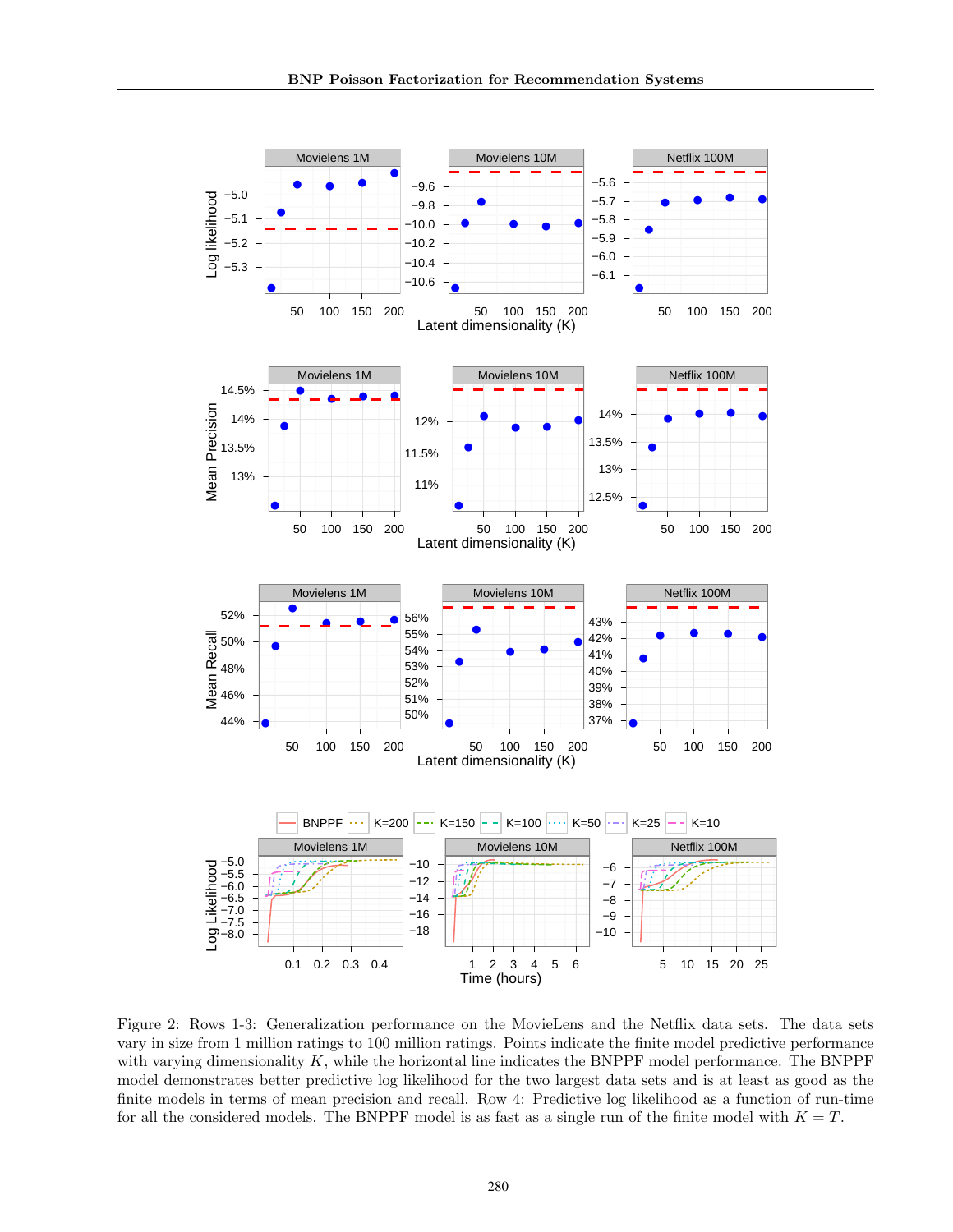Figure 2: Rows 1-3: Generalization performance on the MovieLens and the Netflix data sets. The data sets vary in size from 1 million ratings to 100 million ratings. Points indicate the finite model predictive performance with varying dimensionality $K$, while the horizontal line indicates the BNPPF model performance. The BNPPF model demonstrates better predictive log likelihood for the two largest data sets and is at least as good as the finite models in terms of mean precision and recall. Row 4: Predictive log likelihood as a function of run-time for all the considered models. The BNPPF model is as fast as a single run of the finite model with $K = T$.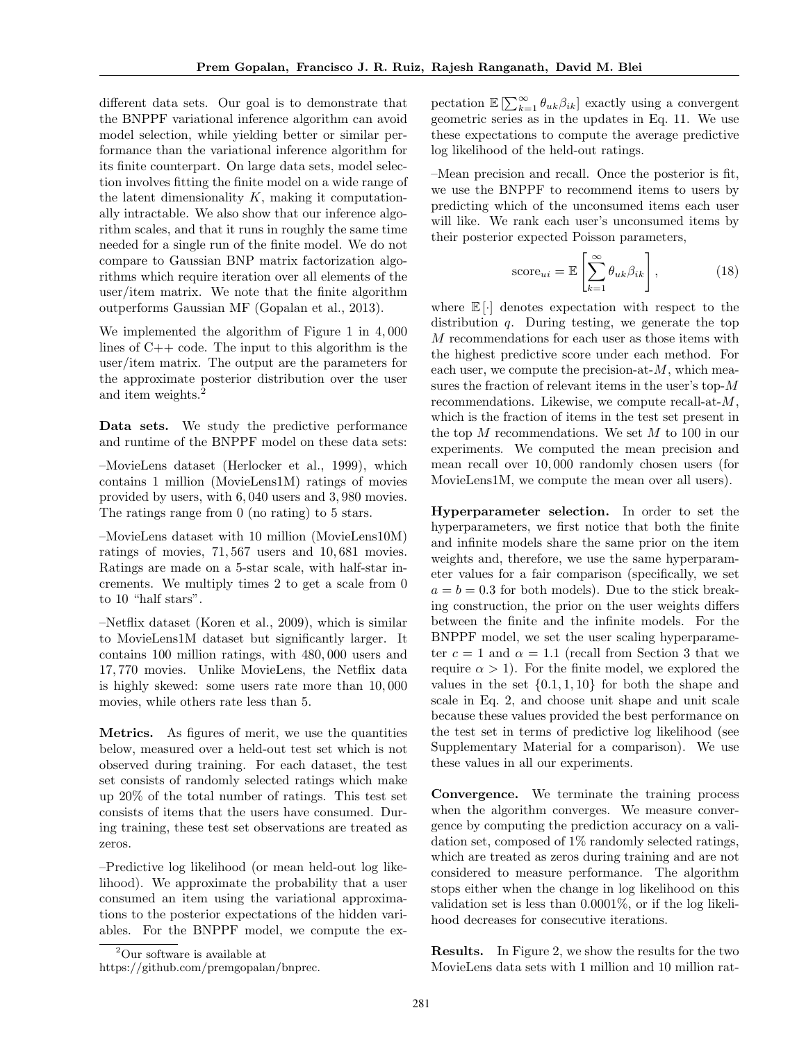different data sets. Our goal is to demonstrate that the BNPPF variational inference algorithm can avoid model selection, while yielding better or similar performance than the variational inference algorithm for its finite counterpart. On large data sets, model selection involves fitting the finite model on a wide range of the latent dimensionality $K$, making it computationally intractable. We also show that our inference algorithm scales, and that it runs in roughly the same time needed for a single run of the finite model. We do not compare to Gaussian BNP matrix factorization algorithms which require iteration over all elements of the user/item matrix. We note that the finite algorithm outperforms Gaussian MF (Gopalan et al., 2013).

We implemented the algorithm of Figure 1 in 4,000 lines of C++ code. The input to this algorithm is the user/item matrix. The output are the parameters for the approximate posterior distribution over the user and item weights.[2]

**Data sets.** We study the predictive performance and runtime of the BNPPF model on these data sets:

–MovieLens dataset (Herlocker et al., 1999), which contains 1 million (MovieLens1M) ratings of movies provided by users, with 6,040 users and 3,980 movies. The ratings range from 0 (no rating) to 5 stars.

–MovieLens dataset with 10 million (MovieLens10M) ratings of movies, 71,567 users and 10,681 movies. Ratings are made on a 5-star scale, with half-star increments. We multiply times 2 to get a scale from 0 to 10 "half stars".

–Netflix dataset (Koren et al., 2009), which is similar to MovieLens1M dataset but significantly larger. It contains 100 million ratings, with 480,000 users and 17,770 movies. Unlike MovieLens, the Netflix data is highly skewed: some users rate more than 10,000 movies, while others rate less than 5.

**Metrics.** As figures of merit, we use the quantities below, measured over a held-out test set which is not observed during training. For each dataset, the test set consists of randomly selected ratings which make up 20% of the total number of ratings. This test set consists of items that the users have consumed. During training, these test set observations are treated as zeros.

–Predictive log likelihood (or mean held-out log likelihood). We approximate the probability that a user consumed an item using the variational approximations to the posterior expectations of the hidden variables. For the BNPPF model, we compute the expectation $\mathbb{E}\left[\sum_{k=1}^{\infty} \theta_{uk}\beta_{ik}\right]$ exactly using a convergent geometric series as in the updates in Eq. 11. We use these expectations to compute the average predictive log likelihood of the held-out ratings.

–Mean precision and recall. Once the posterior is fit, we use the BNPPF to recommend items to users by predicting which of the unconsumed items each user will like. We rank each user's unconsumed items by their posterior expected Poisson parameters,

$$\text{score}_{ui} = \mathbb{E}\left[\sum_{k=1}^{\infty} \theta_{uk}\beta_{ik}\right], \tag{18}$$

where $\mathbb{E}[\cdot]$ denotes expectation with respect to the distribution $q$. During testing, we generate the top $M$ recommendations for each user as those items with the highest predictive score under each method. For each user, we compute the precision-at-$M$, which measures the fraction of relevant items in the user's top-$M$ recommendations. Likewise, we compute recall-at-$M$, which is the fraction of items in the test set present in the top $M$ recommendations. We set $M$ to 100 in our experiments. We computed the mean precision and mean recall over 10,000 randomly chosen users (for MovieLens1M, we compute the mean over all users).

**Hyperparameter selection.** In order to set the hyperparameters, we first notice that both the finite and infinite models share the same prior on the item weights and, therefore, we use the same hyperparameter values for a fair comparison (specifically, we set $a = b = 0.3$ for both models). Due to the stick breaking construction, the prior on the user weights differs between the finite and the infinite models. For the BNPPF model, we set the user scaling hyperparameter $c = 1$ and $\alpha = 1.1$ (recall from Section 3 that we require $\alpha > 1$). For the finite model, we explored the values in the set $\{0.1, 1, 10\}$ for both the shape and scale in Eq. 2, and choose unit shape and unit scale because these values provided the best performance on the test set in terms of predictive log likelihood (see Supplementary Material for a comparison). We use these values in all our experiments.

**Convergence.** We terminate the training process when the algorithm converges. We measure convergence by computing the prediction accuracy on a validation set, composed of 1% randomly selected ratings, which are treated as zeros during training and are not considered to measure performance. The algorithm stops either when the change in log likelihood on this validation set is less than 0.0001%, or if the log likelihood decreases for consecutive iterations.

**Results.** In Figure 2, we show the results for the two MovieLens data sets with 1 million and 10 million rat-

[2] Our software is available at https://github.com/premgopalan/bnprec.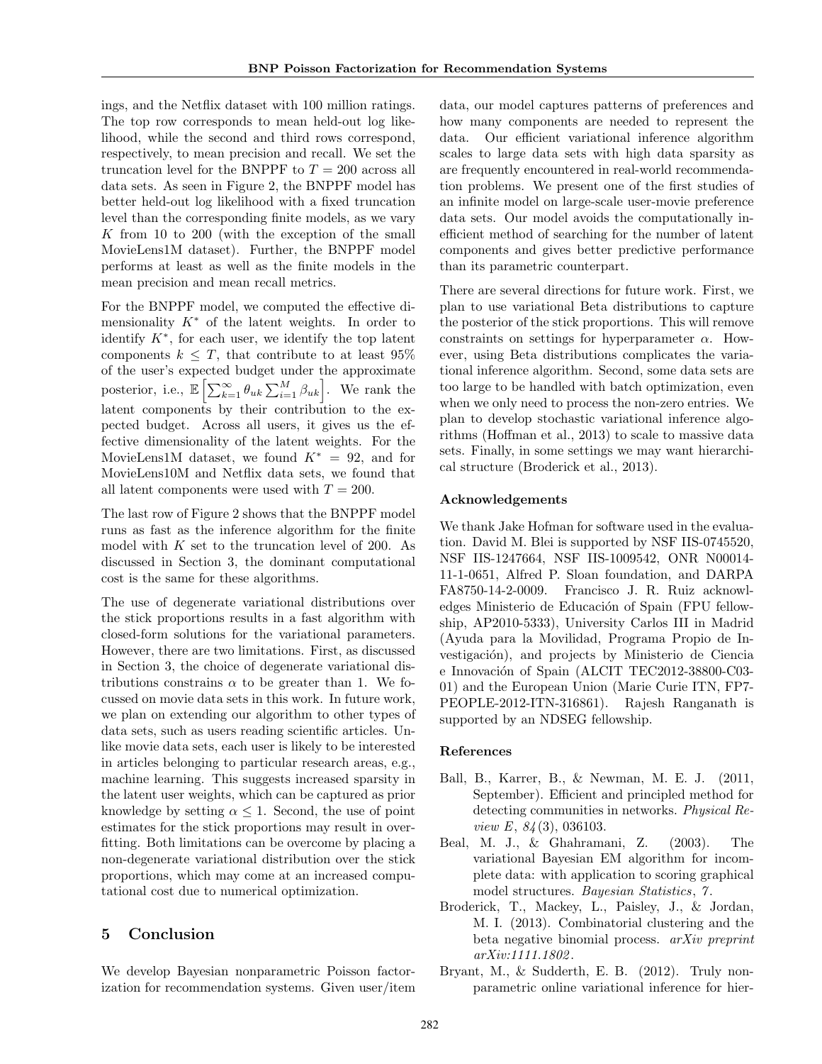ings, and the Netflix dataset with 100 million ratings. The top row corresponds to mean held-out log likelihood, while the second and third rows correspond, respectively, to mean precision and recall. We set the truncation level for the BNPPF to $T = 200$ across all data sets. As seen in Figure 2, the BNPPF model has better held-out log likelihood with a fixed truncation level than the corresponding finite models, as we vary $K$ from 10 to 200 (with the exception of the small MovieLens1M dataset). Further, the BNPPF model performs at least as well as the finite models in the mean precision and mean recall metrics.

For the BNPPF model, we computed the effective dimensionality $K^*$ of the latent weights. In order to identify $K^*$, for each user, we identify the top latent components $k \leq T$, that contribute to at least 95% of the user's expected budget under the approximate posterior, i.e., $\mathbb{E}\left[\sum_{k=1}^{\infty} \theta_{uk} \sum_{i=1}^{M} \beta_{uk}\right]$. We rank the latent components by their contribution to the expected budget. Across all users, it gives us the effective dimensionality of the latent weights. For the MovieLens1M dataset, we found $K^* = 92$, and for MovieLens10M and Netflix data sets, we found that all latent components were used with $T = 200$.

The last row of Figure 2 shows that the BNPPF model runs as fast as the inference algorithm for the finite model with $K$ set to the truncation level of 200. As discussed in Section 3, the dominant computational cost is the same for these algorithms.

The use of degenerate variational distributions over the stick proportions results in a fast algorithm with closed-form solutions for the variational parameters. However, there are two limitations. First, as discussed in Section 3, the choice of degenerate variational distributions constrains $\alpha$ to be greater than 1. We focussed on movie data sets in this work. In future work, we plan on extending our algorithm to other types of data sets, such as users reading scientific articles. Unlike movie data sets, each user is likely to be interested in articles belonging to particular research areas, e.g., machine learning. This suggests increased sparsity in the latent user weights, which can be captured as prior knowledge by setting $\alpha \leq 1$. Second, the use of point estimates for the stick proportions may result in overfitting. Both limitations can be overcome by placing a non-degenerate variational distribution over the stick proportions, which may come at an increased computational cost due to numerical optimization.

## 5 Conclusion

We develop Bayesian nonparametric Poisson factorization for recommendation systems. Given user/item data, our model captures patterns of preferences and how many components are needed to represent the data. Our efficient variational inference algorithm scales to large data sets with high data sparsity as are frequently encountered in real-world recommendation problems. We present one of the first studies of an infinite model on large-scale user-movie preference data sets. Our model avoids the computationally inefficient method of searching for the number of latent components and gives better predictive performance than its parametric counterpart.

There are several directions for future work. First, we plan to use variational Beta distributions to capture the posterior of the stick proportions. This will remove constraints on settings for hyperparameter $\alpha$. However, using Beta distributions complicates the variational inference algorithm. Second, some data sets are too large to be handled with batch optimization, even when we only need to process the non-zero entries. We plan to develop stochastic variational inference algorithms (Hoffman et al., 2013) to scale to massive data sets. Finally, in some settings we may want hierarchical structure (Broderick et al., 2013).

### Acknowledgements

We thank Jake Hofman for software used in the evaluation. David M. Blei is supported by NSF IIS-0745520, NSF IIS-1247664, NSF IIS-1009542, ONR N00014-11-1-0651, Alfred P. Sloan foundation, and DARPA FA8750-14-2-0009. Francisco J. R. Ruiz acknowledges Ministerio de Educación of Spain (FPU fellowship, AP2010-5333), University Carlos III in Madrid (Ayuda para la Movilidad, Programa Propio de Investigación), and projects by Ministerio de Ciencia e Innovación of Spain (ALCIT TEC2012-38800-C03-01) and the European Union (Marie Curie ITN, FP7-PEOPLE-2012-ITN-316861). Rajesh Ranganath is supported by an NDSEG fellowship.

### References

Ball, B., Karrer, B., & Newman, M. E. J. (2011, September). Efficient and principled method for detecting communities in networks. *Physical Review E*, *84*(3), 036103.

Beal, M. J., & Ghahramani, Z. (2003). The variational Bayesian EM algorithm for incomplete data: with application to scoring graphical model structures. *Bayesian Statistics*, *7*.

Broderick, T., Mackey, L., Paisley, J., & Jordan, M. I. (2013). Combinatorial clustering and the beta negative binomial process. *arXiv preprint arXiv:1111.1802*.

Bryant, M., & Sudderth, E. B. (2012). Truly nonparametric online variational inference for hier-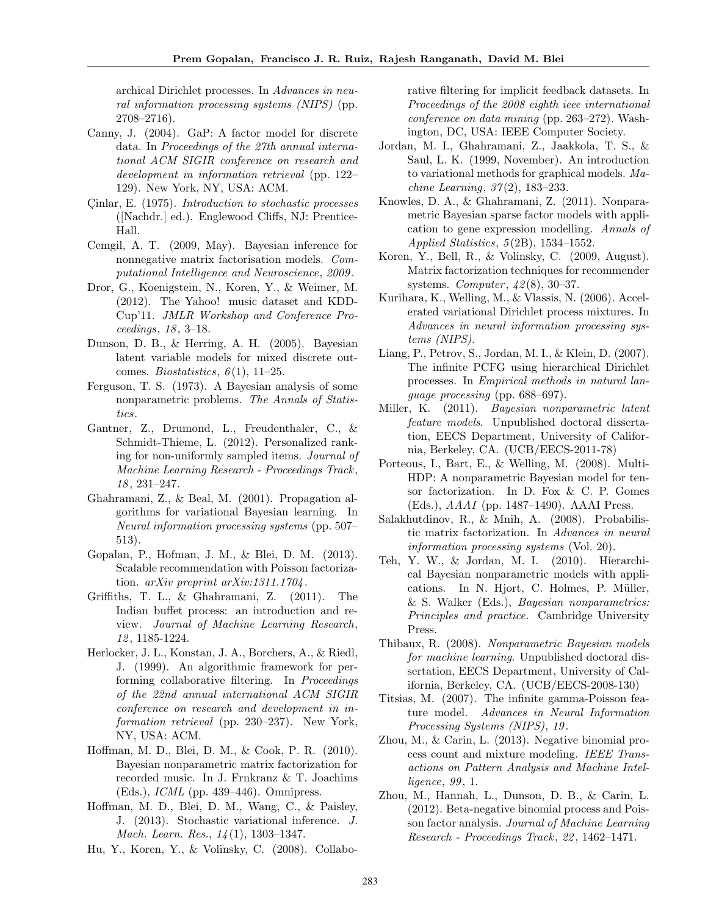archical Dirichlet processes. In *Advances in neural information processing systems (NIPS)* (pp. 2708–2716).

Canny, J. (2004). GaP: A factor model for discrete data. In *Proceedings of the 27th annual international ACM SIGIR conference on research and development in information retrieval* (pp. 122–129). New York, NY, USA: ACM.

Çinlar, E. (1975). *Introduction to stochastic processes* ([Nachdr.] ed.). Englewood Cliffs, NJ: Prentice-Hall.

Cemgil, A. T. (2009, May). Bayesian inference for nonnegative matrix factorisation models. *Computational Intelligence and Neuroscience*, *2009*.

Dror, G., Koenigstein, N., Koren, Y., & Weimer, M. (2012). The Yahoo! music dataset and KDD-Cup'11. *JMLR Workshop and Conference Proceedings*, *18*, 3–18.

Dunson, D. B., & Herring, A. H. (2005). Bayesian latent variable models for mixed discrete outcomes. *Biostatistics*, *6*(1), 11–25.

Ferguson, T. S. (1973). A Bayesian analysis of some nonparametric problems. *The Annals of Statistics*.

Gantner, Z., Drumond, L., Freudenthaler, C., & Schmidt-Thieme, L. (2012). Personalized ranking for non-uniformly sampled items. *Journal of Machine Learning Research - Proceedings Track*, *18*, 231–247.

Ghahramani, Z., & Beal, M. (2001). Propagation algorithms for variational Bayesian learning. In *Neural information processing systems* (pp. 507–513).

Gopalan, P., Hofman, J. M., & Blei, D. M. (2013). Scalable recommendation with Poisson factorization. *arXiv preprint arXiv:1311.1704*.

Griffiths, T. L., & Ghahramani, Z. (2011). The Indian buffet process: an introduction and review. *Journal of Machine Learning Research*, *12*, 1185-1224.

Herlocker, J. L., Konstan, J. A., Borchers, A., & Riedl, J. (1999). An algorithmic framework for performing collaborative filtering. In *Proceedings of the 22nd annual international ACM SIGIR conference on research and development in information retrieval* (pp. 230–237). New York, NY, USA: ACM.

Hoffman, M. D., Blei, D. M., & Cook, P. R. (2010). Bayesian nonparametric matrix factorization for recorded music. In J. Frnkranz & T. Joachims (Eds.), *ICML* (pp. 439–446). Omnipress.

Hoffman, M. D., Blei, D. M., Wang, C., & Paisley, J. (2013). Stochastic variational inference. *J. Mach. Learn. Res.*, *14*(1), 1303–1347.

Hu, Y., Koren, Y., & Volinsky, C. (2008). Collaborative filtering for implicit feedback datasets. In *Proceedings of the 2008 eighth ieee international conference on data mining* (pp. 263–272). Washington, DC, USA: IEEE Computer Society.

Jordan, M. I., Ghahramani, Z., Jaakkola, T. S., & Saul, L. K. (1999, November). An introduction to variational methods for graphical models. *Machine Learning*, *37*(2), 183–233.

Knowles, D. A., & Ghahramani, Z. (2011). Nonparametric Bayesian sparse factor models with application to gene expression modelling. *Annals of Applied Statistics*, *5*(2B), 1534–1552.

Koren, Y., Bell, R., & Volinsky, C. (2009, August). Matrix factorization techniques for recommender systems. *Computer*, *42*(8), 30–37.

Kurihara, K., Welling, M., & Vlassis, N. (2006). Accelerated variational Dirichlet process mixtures. In *Advances in neural information processing systems (NIPS)*.

Liang, P., Petrov, S., Jordan, M. I., & Klein, D. (2007). The infinite PCFG using hierarchical Dirichlet processes. In *Empirical methods in natural language processing* (pp. 688–697).

Miller, K. (2011). *Bayesian nonparametric latent feature models*. Unpublished doctoral dissertation, EECS Department, University of California, Berkeley, CA. (UCB/EECS-2011-78)

Porteous, I., Bart, E., & Welling, M. (2008). Multi-HDP: A nonparametric Bayesian model for tensor factorization. In D. Fox & C. P. Gomes (Eds.), *AAAI* (pp. 1487–1490). AAAI Press.

Salakhutdinov, R., & Mnih, A. (2008). Probabilistic matrix factorization. In *Advances in neural information processing systems* (Vol. 20).

Teh, Y. W., & Jordan, M. I. (2010). Hierarchical Bayesian nonparametric models with applications. In N. Hjort, C. Holmes, P. Müller, & S. Walker (Eds.), *Bayesian nonparametrics: Principles and practice.* Cambridge University Press.

Thibaux, R. (2008). *Nonparametric Bayesian models for machine learning*. Unpublished doctoral dissertation, EECS Department, University of California, Berkeley, CA. (UCB/EECS-2008-130)

Titsias, M. (2007). The infinite gamma-Poisson feature model. *Advances in Neural Information Processing Systems (NIPS)*, *19*.

Zhou, M., & Carin, L. (2013). Negative binomial process count and mixture modeling. *IEEE Transactions on Pattern Analysis and Machine Intelligence*, *99*, 1.

Zhou, M., Hannah, L., Dunson, D. B., & Carin, L. (2012). Beta-negative binomial process and Poisson factor analysis. *Journal of Machine Learning Research - Proceedings Track*, *22*, 1462–1471.